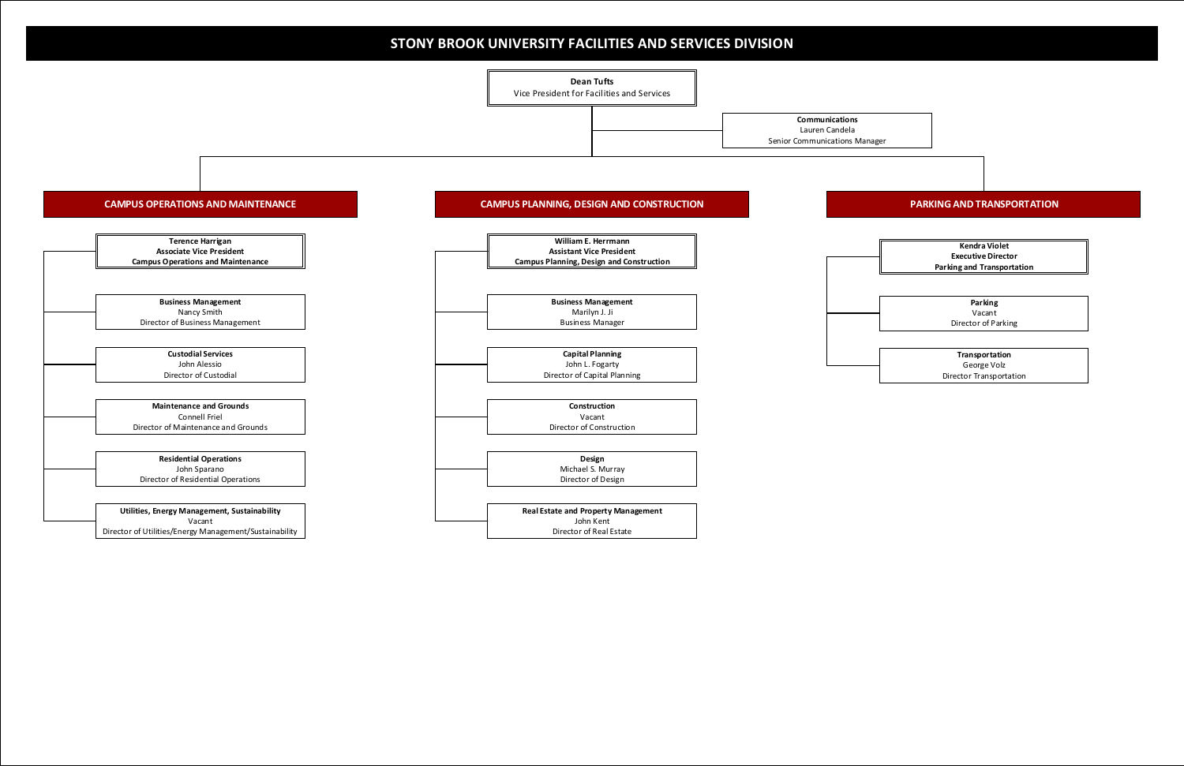# STONY BROOK UNIVERSITY FACILITIES AND SERVICES DIVISION

**Dean Tufts**
Vice President for Facilities and Services

**Communications**
Lauren Candela
Senior Communications Manager

## CAMPUS OPERATIONS AND MAINTENANCE

**Terence Harrigan**
**Associate Vice President**
**Campus Operations and Maintenance**

**Business Management**
Nancy Smith
Director of Business Management

**Custodial Services**
John Alessio
Director of Custodial

**Maintenance and Grounds**
Connell Friel
Director of Maintenance and Grounds

**Residential Operations**
John Sparano
Director of Residential Operations

**Utilities, Energy Management, Sustainability**
Vacant
Director of Utilities/Energy Management/Sustainability

## CAMPUS PLANNING, DESIGN AND CONSTRUCTION

**William E. Herrmann**
**Assistant Vice President**
**Campus Planning, Design and Construction**

**Business Management**
Marilyn J. Ji
Business Manager

**Capital Planning**
John L. Fogarty
Director of Capital Planning

**Construction**
Vacant
Director of Construction

**Design**
Michael S. Murray
Director of Design

**Real Estate and Property Management**
John Kent
Director of Real Estate

## PARKING AND TRANSPORTATION

**Kendra Violet**
**Executive Director**
**Parking and Transportation**

**Parking**
Vacant
Director of Parking

**Transportation**
George Volz
Director Transportation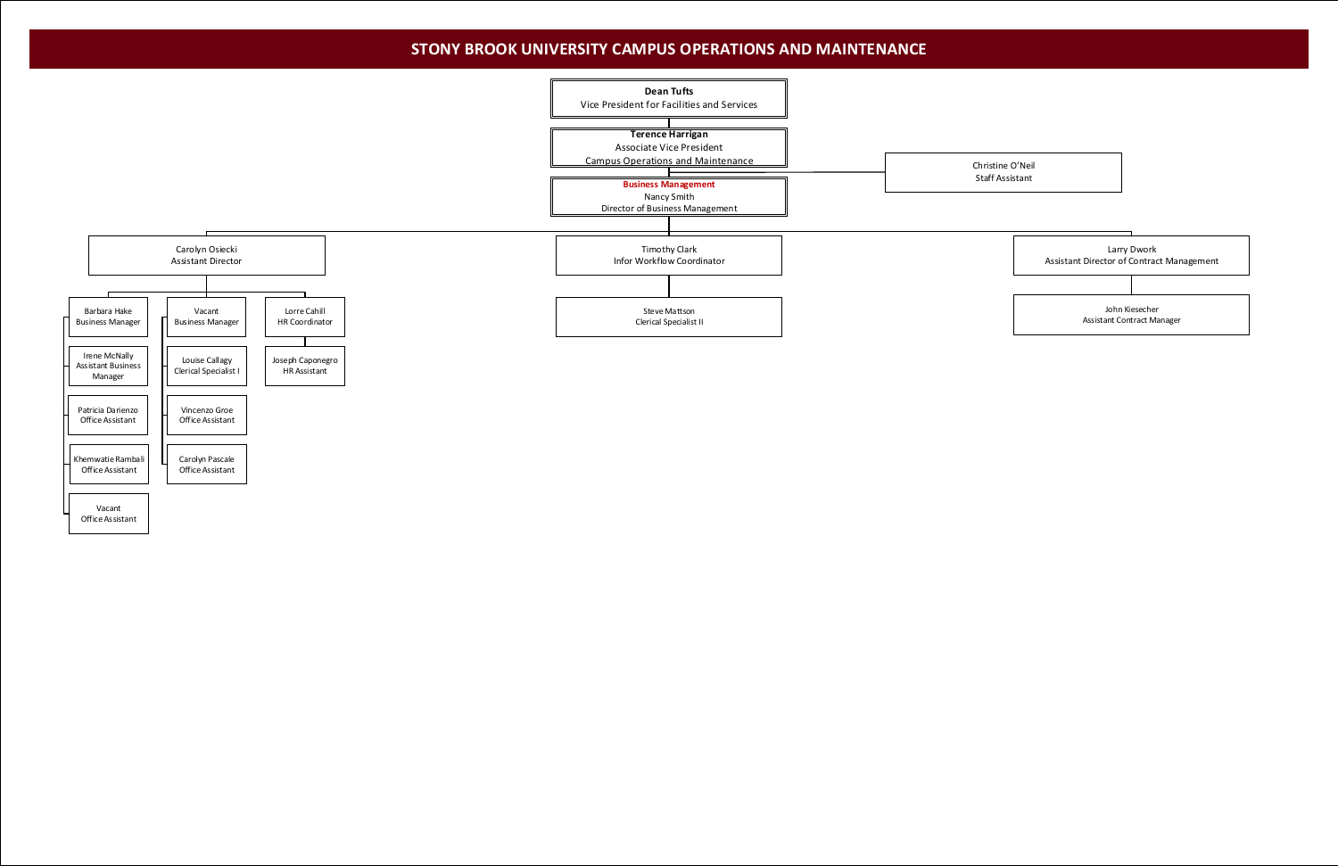# STONY BROOK UNIVERSITY CAMPUS OPERATIONS AND MAINTENANCE

**Dean Tufts**
Vice President for Facilities and Services

**Terence Harrigan**
Associate Vice President
Campus Operations and Maintenance

Christine O'Neil
Staff Assistant

**Business Management**
Nancy Smith
Director of Business Management

- Carolyn Osiecki, Assistant Director
  - Barbara Hake, Business Manager
    - Irene McNally, Assistant Business Manager
    - Patricia Darienzo, Office Assistant
    - Khemwatie Rambali, Office Assistant
    - Vacant, Office Assistant
  - Vacant, Business Manager
    - Louise Callagy, Clerical Specialist I
    - Vincenzo Groe, Office Assistant
    - Carolyn Pascale, Office Assistant
  - Lorre Cahill, HR Coordinator
    - Joseph Caponegro, HR Assistant
- Timothy Clark, Infor Workflow Coordinator
  - Steve Mattson, Clerical Specialist II
- Larry Dwork, Assistant Director of Contract Management
  - John Kiesecher, Assistant Contract Manager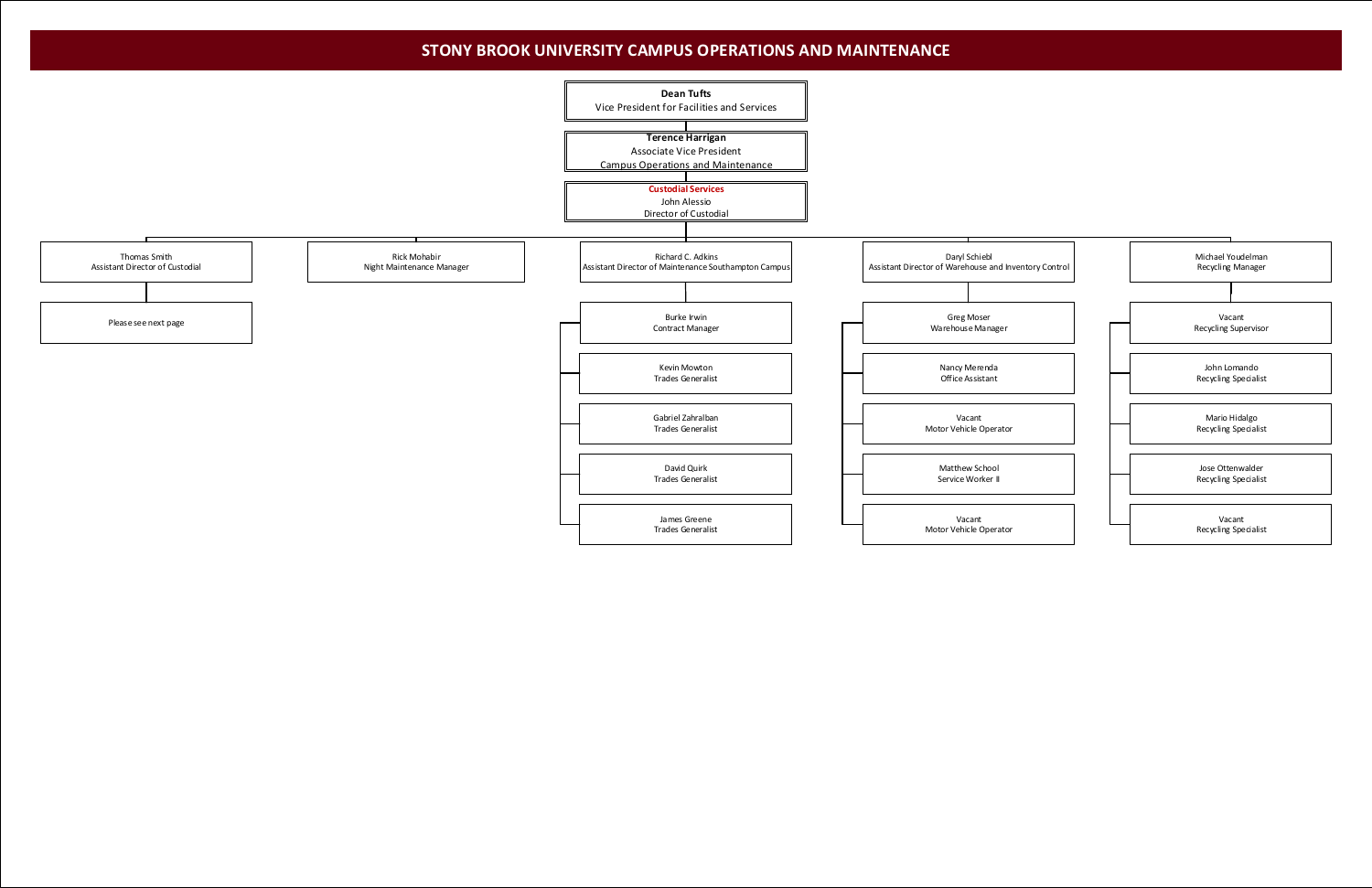# STONY BROOK UNIVERSITY CAMPUS OPERATIONS AND MAINTENANCE

**Dean Tufts**
Vice President for Facilities and Services

**Terence Harrigan**
Associate Vice President
Campus Operations and Maintenance

**Custodial Services**
John Alessio
Director of Custodial

---

Thomas Smith
Assistant Director of Custodial

- Please see next page

Rick Mohabir
Night Maintenance Manager

Richard C. Adkins
Assistant Director of Maintenance Southampton Campus

- Burke Irwin, Contract Manager
- Kevin Mowton, Trades Generalist
- Gabriel Zahralban, Trades Generalist
- David Quirk, Trades Generalist
- James Greene, Trades Generalist

Daryl Schiebl
Assistant Director of Warehouse and Inventory Control

- Greg Moser, Warehouse Manager
- Nancy Merenda, Office Assistant
- Vacant, Motor Vehicle Operator
- Matthew School, Service Worker II
- Vacant, Motor Vehicle Operator

Michael Youdelman
Recycling Manager

- Vacant, Recycling Supervisor
- John Lomando, Recycling Specialist
- Mario Hidalgo, Recycling Specialist
- Jose Ottenwalder, Recycling Specialist
- Vacant, Recycling Specialist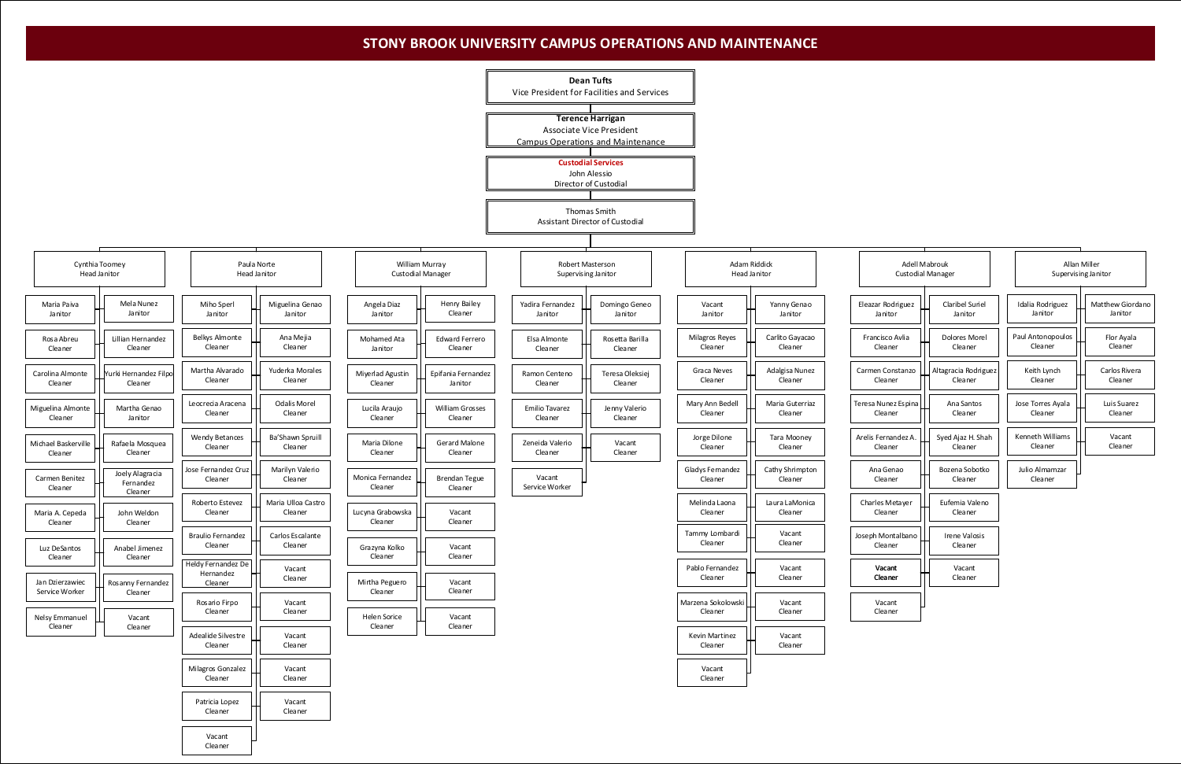# STONY BROOK UNIVERSITY CAMPUS OPERATIONS AND MAINTENANCE

**Dean Tufts**
Vice President for Facilities and Services

**Terence Harrigan**
Associate Vice President
Campus Operations and Maintenance

**Custodial Services**
John Alessio
Director of Custodial

Thomas Smith
Assistant Director of Custodial

## Cynthia Toomey, Head Janitor

- Maria Paiva, Janitor
- Rosa Abreu, Cleaner
- Carolina Almonte, Cleaner
- Miguelina Almonte, Cleaner
- Michael Baskerville, Cleaner
- Carmen Benitez, Cleaner
- Maria A. Cepeda, Cleaner
- Luz DeSantos, Cleaner
- Jan Dzierzawiec, Service Worker
- Nelsy Emmanuel, Cleaner
- Mela Nunez, Janitor
- Lillian Hernandez, Cleaner
- Yurki Hernandez Filpo, Cleaner
- Martha Genao, Janitor
- Rafaela Mosquea, Cleaner
- Joely Alagracia Fernandez, Cleaner
- John Weldon, Cleaner
- Anabel Jimenez, Cleaner
- Rosanny Fernandez, Cleaner
- Vacant, Cleaner

## Paula Norte, Head Janitor

- Miho Sperl, Janitor
- Belkys Almonte, Cleaner
- Martha Alvarado, Cleaner
- Leocrecia Aracena, Cleaner
- Wendy Betances, Cleaner
- Jose Fernandez Cruz, Cleaner
- Roberto Estevez, Cleaner
- Braulio Fernandez, Cleaner
- Heldy Fernandez De Hernandez, Cleaner
- Rosario Firpo, Cleaner
- Adealide Silvestre, Cleaner
- Milagros Gonzalez, Cleaner
- Patricia Lopez, Cleaner
- Vacant, Cleaner
- Miguelina Genao, Janitor
- Ana Mejia, Cleaner
- Yuderka Morales, Cleaner
- Odalis Morel, Cleaner
- Ba'Shawn Spruill, Cleaner
- Marilyn Valerio, Cleaner
- Maria Ulloa Castro, Cleaner
- Carlos Escalante, Cleaner
- Vacant, Cleaner
- Vacant, Cleaner
- Vacant, Cleaner
- Vacant, Cleaner
- Vacant, Cleaner

## William Murray, Custodial Manager

- Angela Diaz, Janitor
- Mohamed Ata, Janitor
- Miyerlad Agustin, Cleaner
- Lucila Araujo, Cleaner
- Maria Dilone, Cleaner
- Monica Fernandez, Cleaner
- Lucyna Grabowska, Cleaner
- Grazyna Kolko, Cleaner
- Mirtha Peguero, Cleaner
- Helen Sorice, Cleaner
- Henry Bailey, Cleaner
- Edward Ferrero, Cleaner
- Epifania Fernandez, Janitor
- William Grosses, Cleaner
- Gerard Malone, Cleaner
- Brendan Tegue, Cleaner
- Vacant, Cleaner
- Vacant, Cleaner
- Vacant, Cleaner
- Vacant, Cleaner

## Robert Masterson, Supervising Janitor

- Yadira Fernandez, Janitor
- Elsa Almonte, Cleaner
- Ramon Centeno, Cleaner
- Emilio Tavarez, Cleaner
- Zeneida Valerio, Cleaner
- Vacant, Service Worker
- Domingo Geneo, Janitor
- Rosetta Barilla, Cleaner
- Teresa Oleksiej, Cleaner
- Jenny Valerio, Cleaner
- Vacant, Cleaner

## Adam Riddick, Head Janitor

- Vacant, Janitor
- Milagros Reyes, Cleaner
- Graca Neves, Cleaner
- Mary Ann Bedell, Cleaner
- Jorge Dilone, Cleaner
- Gladys Fernandez, Cleaner
- Melinda Laona, Cleaner
- Tammy Lombardi, Cleaner
- Pablo Fernandez, Cleaner
- Marzena Sokolowski, Cleaner
- Kevin Martinez, Cleaner
- Vacant, Cleaner
- Yanny Genao, Janitor
- Carlito Gayacao, Cleaner
- Adalgisa Nunez, Cleaner
- Maria Guterriaz, Cleaner
- Tara Mooney, Cleaner
- Cathy Shrimpton, Cleaner
- Laura LaMonica, Cleaner
- Vacant, Cleaner
- Vacant, Cleaner
- Vacant, Cleaner
- Vacant, Cleaner

## Adell Mabrouk, Custodial Manager

- Eleazar Rodriguez, Janitor
- Francisco Avlia, Cleaner
- Carmen Constanzo, Cleaner
- Teresa Nunez Espina, Cleaner
- Arelis Fernandez A., Cleaner
- Ana Genao, Cleaner
- Charles Metayer, Cleaner
- Joseph Montalbano, Cleaner
- **Vacant, Cleaner**
- Vacant, Cleaner
- Claribel Suriel, Janitor
- Dolores Morel, Cleaner
- Altagracia Rodriguez, Cleaner
- Ana Santos, Cleaner
- Syed Ajaz H. Shah, Cleaner
- Bozena Sobotko, Cleaner
- Eufemia Valeno, Cleaner
- Irene Valosis, Cleaner
- Vacant, Cleaner

## Allan Miller, Supervising Janitor

- Idalia Rodriguez, Janitor
- Paul Antonopoulos, Cleaner
- Keith Lynch, Cleaner
- Jose Torres Ayala, Cleaner
- Kenneth Williams, Cleaner
- Julio Almamzar, Cleaner
- Matthew Giordano, Janitor
- Flor Ayala, Cleaner
- Carlos Rivera, Cleaner
- Luis Suarez, Cleaner
- Vacant, Cleaner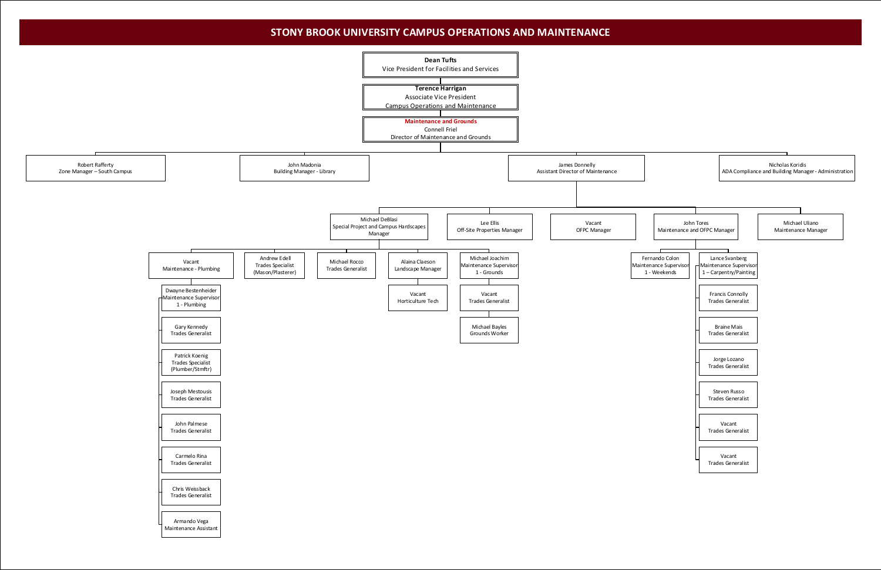# STONY BROOK UNIVERSITY CAMPUS OPERATIONS AND MAINTENANCE

**Dean Tufts**
Vice President for Facilities and Services

**Terence Harrigan**
Associate Vice President
Campus Operations and Maintenance

**Maintenance and Grounds**
Connell Friel
Director of Maintenance and Grounds

- Robert Rafferty
  Zone Manager – South Campus
- John Madonia
  Building Manager - Library
- James Donnelly
  Assistant Director of Maintenance
  - Michael DeBlasi
    Special Project and Campus Hardscapes Manager
    - Vacant
      Maintenance - Plumbing
      - Dwayne Bestenheider
        Maintenance Supervisor 1 - Plumbing
      - Gary Kennedy
        Trades Generalist
      - Patrick Koenig
        Trades Specialist (Plumber/Stmftr)
      - Joseph Mestousis
        Trades Generalist
      - John Palmese
        Trades Generalist
      - Carmelo Rina
        Trades Generalist
      - Chris Weissback
        Trades Generalist
      - Armando Vega
        Maintenance Assistant
    - Andrew Edell
      Trades Specialist (Mason/Plasterer)
    - Michael Rocco
      Trades Generalist
    - Alaina Claeson
      Landscape Manager
      - Vacant
        Horticulture Tech
    - Michael Joachim
      Maintenance Supervisor 1 - Grounds
      - Vacant
        Trades Generalist
      - Michael Bayles
        Grounds Worker
  - Lee Ellis
    Off-Site Properties Manager
  - Vacant
    OFPC Manager
  - John Tores
    Maintenance and OFPC Manager
    - Fernando Colon
      Maintenance Supervisor 1 - Weekends
    - Lance Svanberg
      Maintenance Supervisor 1 – Carpentry/Painting
      - Francis Connolly
        Trades Generalist
      - Braine Mais
        Trades Generalist
      - Jorge Lozano
        Trades Generalist
      - Steven Russo
        Trades Generalist
      - Vacant
        Trades Generalist
      - Vacant
        Trades Generalist
  - Michael Uliano
    Maintenance Manager
- Nicholas Koridis
  ADA Compliance and Building Manager - Administration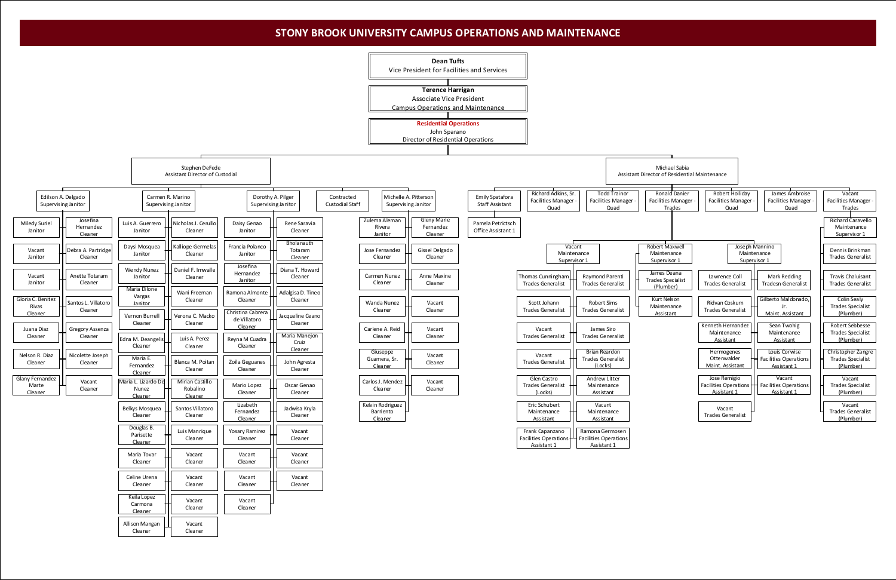# STONY BROOK UNIVERSITY CAMPUS OPERATIONS AND MAINTENANCE

**Dean Tufts**
Vice President for Facilities and Services

**Terence Harrigan**
Associate Vice President
Campus Operations and Maintenance

**Residential Operations**
John Sparano
Director of Residential Operations

## Stephen DeFede
Assistant Director of Custodial

### Edilson A. Delgado, Supervising Janitor
- Miledy Suriel, Janitor
- Vacant, Janitor
- Vacant, Janitor
- Gloria C. Benitez Rivas, Cleaner
- Juana Diaz, Cleaner
- Nelson R. Diaz, Cleaner
- Glany Fernandez Marte, Cleaner
- Josefina Hernandez, Cleaner
- Debra A. Partridge, Cleaner
- Anette Totaram, Cleaner
- Santos L. Villatoro, Cleaner
- Gregory Assenza, Cleaner
- Nicolette Joseph, Cleaner
- Vacant, Cleaner

### Carmen R. Marino, Supervising Janitor
- Luis A. Guerrero, Janitor
- Daysi Mosquea, Janitor
- Wendy Nunez, Janitor
- Maria Dilone Vargas, Janitor
- Vernon Burrell, Cleaner
- Edna M. Deangelis, Cleaner
- Maria E. Fernandez, Cleaner
- Maria L. Lizardo De Nunez, Cleaner
- Belkys Mosquea, Cleaner
- Douglas B. Parisette, Cleaner
- Maria Tovar, Cleaner
- Celine Urena, Cleaner
- Keila Lopez Carmona, Cleaner
- Allison Mangan, Cleaner
- Nicholas J. Cerullo, Cleaner
- Kalliope Germelas, Cleaner
- Daniel F. Imwalle, Cleaner
- Wani Freeman, Cleaner
- Verona C. Macko, Cleaner
- Luis A. Perez, Cleaner
- Blanca M. Poitan, Cleaner
- Mirian Castillo Robalino, Cleaner
- Santos Villatoro, Cleaner
- Luis Manrique, Cleaner
- Vacant, Cleaner
- Vacant, Cleaner
- Vacant, Cleaner
- Vacant, Cleaner

### Dorothy A. Pilger, Supervising Janitor
- Daisy Genao, Janitor
- Francia Polanco, Janitor
- Josefina Hernandez, Janitor
- Ramona Almonte, Cleaner
- Christina Cabrera de Villatoro, Cleaner
- Reyna M Cuadra, Cleaner
- Zoila Geguanes, Cleaner
- Mario Lopez, Cleaner
- Lizabeth Fernandez, Cleaner
- Yosary Ramirez, Cleaner
- Vacant, Cleaner
- Vacant, Cleaner
- Vacant, Cleaner
- Rene Saravia, Cleaner
- Bholanauth Totaram, Cleaner
- Diana T. Howard, Cleaner
- Adalgisa D. Tineo, Cleaner
- Jacqueline Ceano, Cleaner
- Maria Manejon Cruiz, Cleaner
- John Agresta, Cleaner
- Oscar Genao, Cleaner
- Jadwisa Kryla, Cleaner
- Vacant, Cleaner
- Vacant, Cleaner
- Vacant, Cleaner

### Contracted Custodial Staff

### Michelle A. Pitterson, Supervising Janitor
- Zulema Aleman Rivera, Janitor
- Jose Fernandez, Cleaner
- Carmen Nunez, Cleaner
- Wanda Nunez, Cleaner
- Carlene A. Reid, Cleaner
- Giuseppe Guamera, Sr., Cleaner
- Carlos J. Mendez, Cleaner
- Kelvin Rodriguez Barriento, Cleaner
- Gleny Marie Fernandez, Cleaner
- Gissel Delgado, Cleaner
- Anne Maxine, Cleaner
- Vacant, Cleaner
- Vacant, Cleaner
- Vacant, Cleaner
- Vacant, Cleaner

## Michael Sabia
Assistant Director of Residential Maintenance

### Emily Spatafora, Staff Assistant
- Pamela Petrictsch, Office Assistant 1

### Richard Adkins, Sr., Facilities Manager - Quad
### Todd Trainor, Facilities Manager - Quad
- Vacant, Maintenance Supervisor 1
  - Thomas Cunningham, Trades Generalist
  - Scott Johann, Trades Generalist
  - Vacant, Trades Generalist
  - Vacant, Trades Generalist
  - Glen Castro, Trades Generalist (Locks)
  - Eric Schubert, Maintenance Assistant
  - Frank Capanzano, Facilities Operations Assistant 1
  - Raymond Parenti, Trades Generalist
  - Robert Sims, Trades Generalist
  - James Siro, Trades Generalist
  - Brian Reardon, Trades Generalist (Locks)
  - Andrew Litter, Maintenance Assistant
  - Vacant, Maintenance Assistant
  - Ramona Germosen, Facilities Operations Assistant 1

### Ronald Danier, Facilities Manager - Trades
- Robert Maxwell, Maintenance Supervisor 1
  - James Deana, Trades Specialist (Plumber)
  - Kurt Nelson, Maintenance Assistant

### Robert Holliday, Facilities Manager - Quad
### James Ambroise, Facilities Manager - Quad
- Joseph Mannino, Maintenance Supervisor 1
  - Lawrence Coll, Trades Generalist
  - Ridvan Coskum, Trades Generalist
  - Kenneth Hernandez, Maintenance Assistant
  - Hermogenes Ottenwalder, Maint. Assistant
  - Jose Remigio, Facilities Operations Assistant 1
  - Vacant, Trades Generalist
  - Mark Redding, Tradesn Generalist
  - Gilberto Maldonado, Jr., Maint. Assistant
  - Sean Twohig, Maintenance Assistant
  - Louis Corwise, Facilities Operations Assistant 1
  - Vacant, Facilities Operations Assistant 1

### Vacant, Facilities Manager - Trades
- Richard Caravello, Maintenance Supervisor 1
- Dennis Brinkman, Trades Generalist
- Travis Chaluisant, Trades Generalist
- Colin Sealy, Trades Specialist (Plumber)
- Robert Sebbesse, Trades Specialist (Plumber)
- Christopher Zangre, Trades Specialist (Plumber)
- Vacant, Trades Specialist (Plumber)
- Vacant, Trades Generalist (Plumber)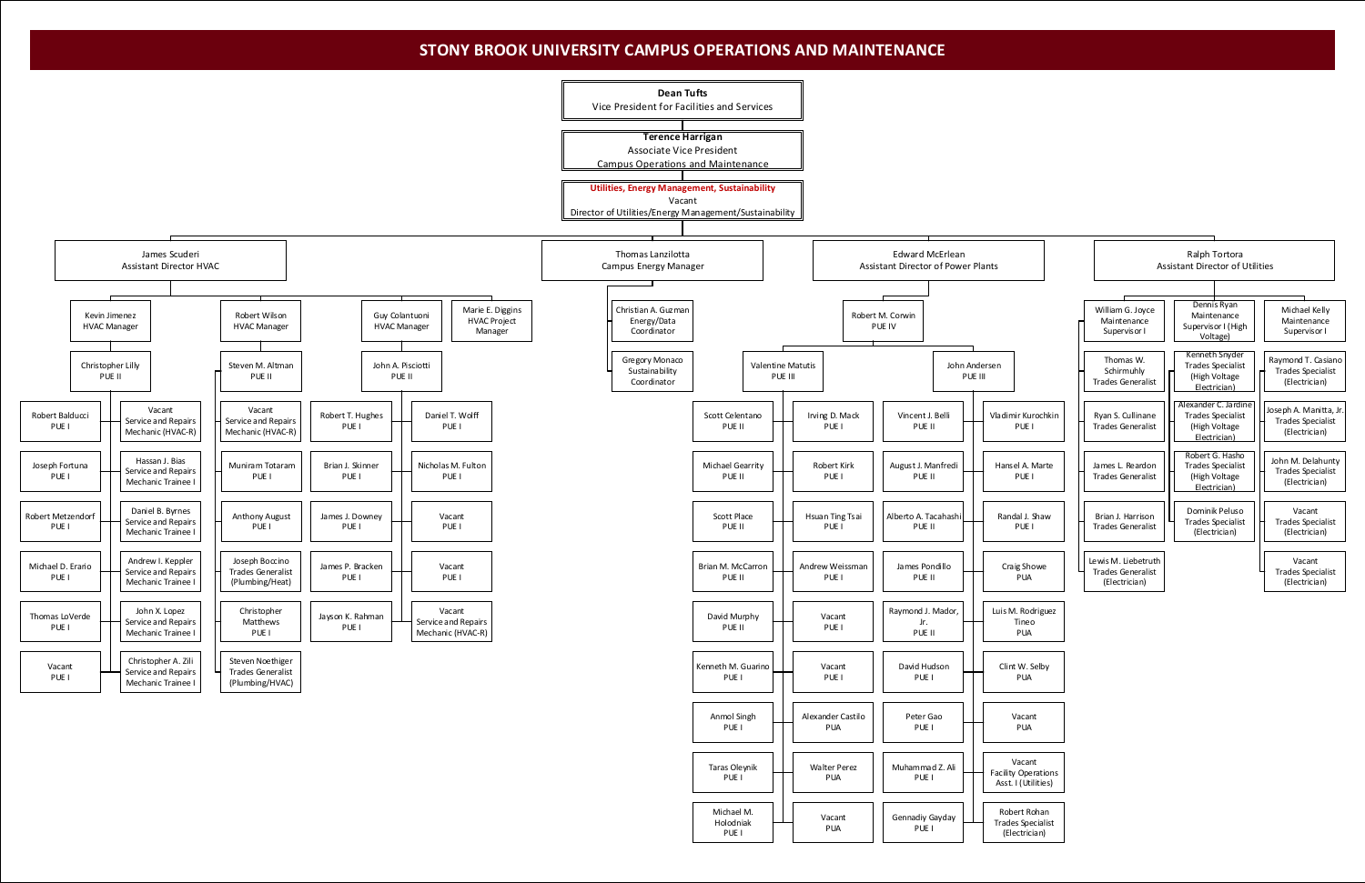# STONY BROOK UNIVERSITY CAMPUS OPERATIONS AND MAINTENANCE

**Dean Tufts**
Vice President for Facilities and Services

**Terence Harrigan**
Associate Vice President
Campus Operations and Maintenance

**Utilities, Energy Management, Sustainability**
Vacant
Director of Utilities/Energy Management/Sustainability

## James Scuderi
Assistant Director HVAC

- **Kevin Jimenez**, HVAC Manager
  - Christopher Lilly, PUE II
    - Robert Balducci, PUE I
    - Joseph Fortuna, PUE I
    - Robert Metzendorf, PUE I
    - Michael D. Erario, PUE I
    - Thomas LoVerde, PUE I
    - Vacant, PUE I
    - Vacant, Service and Repairs Mechanic (HVAC-R)
    - Hassan J. Bias, Service and Repairs Mechanic Trainee I
    - Daniel B. Byrnes, Service and Repairs Mechanic Trainee I
    - Andrew I. Keppler, Service and Repairs Mechanic Trainee I
    - John X. Lopez, Service and Repairs Mechanic Trainee I
    - Christopher A. Zili, Service and Repairs Mechanic Trainee I
- **Robert Wilson**, HVAC Manager
  - Steven M. Altman, PUE II
    - Vacant, Service and Repairs Mechanic (HVAC-R)
    - Muniram Totaram, PUE I
    - Anthony August, PUE I
    - Joseph Boccino, Trades Generalist (Plumbing/Heat)
    - Christopher Matthews, PUE I
    - Steven Noethiger, Trades Generalist (Plumbing/HVAC)
- **Guy Colantuoni**, HVAC Manager
  - John A. Pisciotti, PUE II
    - Robert T. Hughes, PUE I
    - Brian J. Skinner, PUE I
    - James J. Downey, PUE I
    - James P. Bracken, PUE I
    - Jayson K. Rahman, PUE I
    - Daniel T. Wolff, PUE I
    - Nicholas M. Fulton, PUE I
    - Vacant, PUE I
    - Vacant, PUE I
    - Vacant, Service and Repairs Mechanic (HVAC-R)
- **Marie E. Diggins**, HVAC Project Manager

## Thomas Lanzilotta
Campus Energy Manager

- Christian A. Guzman, Energy/Data Coordinator
- Gregory Monaco, Sustainability Coordinator

## Edward McErlean
Assistant Director of Power Plants

- **Robert M. Corwin**, PUE IV
  - **Valentine Matutis**, PUE III
    - Scott Celentano, PUE II
    - Michael Gearrity, PUE II
    - Scott Place, PUE II
    - Brian M. McCarron, PUE II
    - David Murphy, PUE II
    - Kenneth M. Guarino, PUE I
    - Anmol Singh, PUE I
    - Taras Oleynik, PUE I
    - Michael M. Holodniak, PUE I
    - Irving D. Mack, PUE I
    - Robert Kirk, PUE I
    - Hsuan Ting Tsai, PUE I
    - Andrew Weissman, PUE I
    - Vacant, PUE I
    - Vacant, PUE I
    - Alexander Castilo, PUA
    - Walter Perez, PUA
    - Vacant, PUA
  - **John Andersen**, PUE III
    - Vincent J. Belli, PUE II
    - August J. Manfredi, PUE II
    - Alberto A. Tacahashi, PUE II
    - James Pondillo, PUE II
    - Raymond J. Mador, Jr., PUE II
    - David Hudson, PUE I
    - Peter Gao, PUE I
    - Muhammad Z. Ali, PUE I
    - Gennadiy Gayday, PUE I
    - Vladimir Kurochkin, PUE I
    - Hansel A. Marte, PUE I
    - Randal J. Shaw, PUE I
    - Craig Showe, PUA
    - Luis M. Rodriguez Tineo, PUA
    - Clint W. Selby, PUA
    - Vacant, PUA
    - Vacant, Facility Operations Asst. I (Utilities)
    - Robert Rohan, Trades Specialist (Electrician)

## Ralph Tortora
Assistant Director of Utilities

- **William G. Joyce**, Maintenance Supervisor I
  - Thomas W. Schirmuhly, Trades Generalist
  - Ryan S. Cullinane, Trades Generalist
  - James L. Reardon, Trades Generalist
  - Brian J. Harrison, Trades Generalist
  - Lewis M. Liebetruth, Trades Generalist (Electrician)
- **Dennis Ryan**, Maintenance Supervisor I (High Voltage)
  - Kenneth Snyder, Trades Specialist (High Voltage Electrician)
  - Alexander C. Jardine, Trades Specialist (High Voltage Electrician)
  - Robert G. Hasho, Trades Specialist (High Voltage Electrician)
  - Dominik Peluso, Trades Specialist (Electrician)
- **Michael Kelly**, Maintenance Supervisor I
  - Raymond T. Casiano, Trades Specialist (Electrician)
  - Joseph A. Manitta, Jr., Trades Specialist (Electrician)
  - John M. Delahunty, Trades Specialist (Electrician)
  - Vacant, Trades Specialist (Electrician)
  - Vacant, Trades Specialist (Electrician)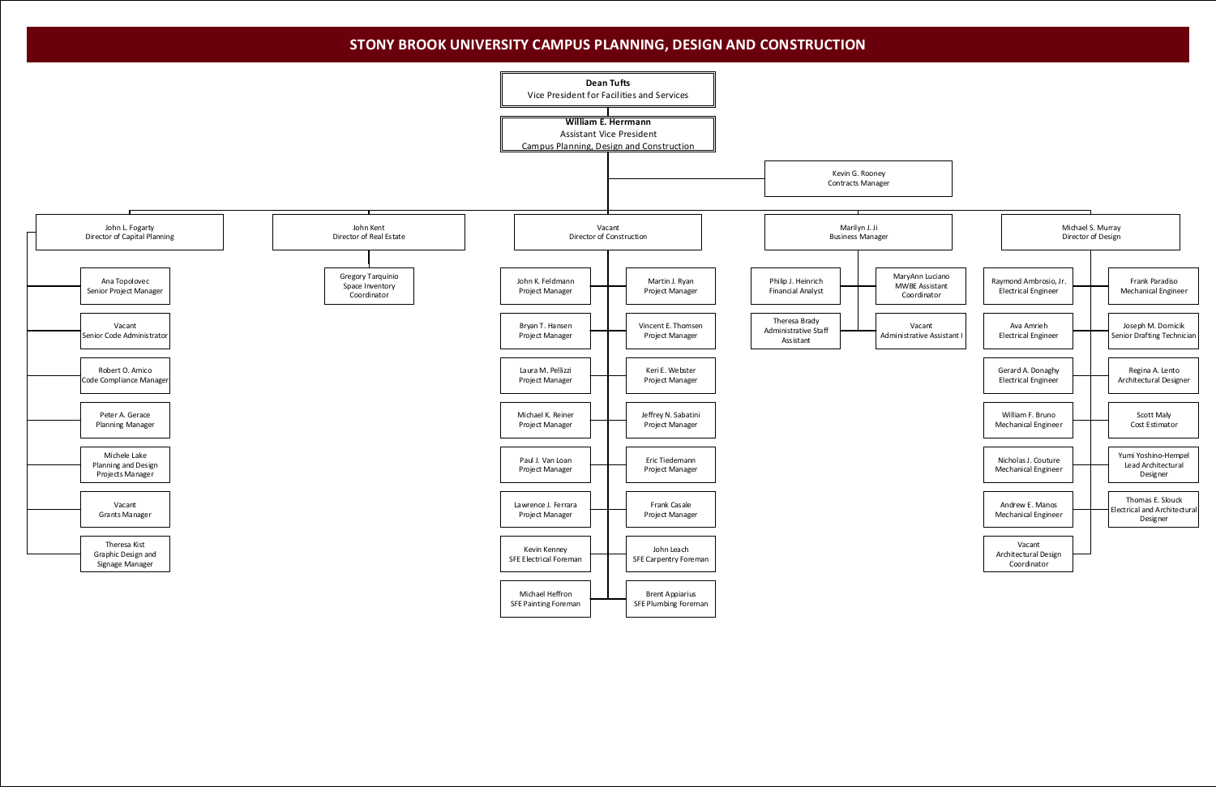# STONY BROOK UNIVERSITY CAMPUS PLANNING, DESIGN AND CONSTRUCTION

**Dean Tufts**
Vice President for Facilities and Services

**William E. Herrmann**
Assistant Vice President
Campus Planning, Design and Construction

Kevin G. Rooney
Contracts Manager

## John L. Fogarty
Director of Capital Planning

- Ana Topolovec – Senior Project Manager
- Vacant – Senior Code Administrator
- Robert O. Amico – Code Compliance Manager
- Peter A. Gerace – Planning Manager
- Michele Lake – Planning and Design Projects Manager
- Vacant – Grants Manager
- Theresa Kist – Graphic Design and Signage Manager

## John Kent
Director of Real Estate

- Gregory Tarquinio – Space Inventory Coordinator

## Vacant
Director of Construction

- John K. Feldmann – Project Manager
- Martin J. Ryan – Project Manager
- Bryan T. Hansen – Project Manager
- Vincent E. Thomsen – Project Manager
- Laura M. Pellizzi – Project Manager
- Keri E. Webster – Project Manager
- Michael K. Reiner – Project Manager
- Jeffrey N. Sabatini – Project Manager
- Paul J. Van Loan – Project Manager
- Eric Tiedemann – Project Manager
- Lawrence J. Ferrara – Project Manager
- Frank Casale – Project Manager
- Kevin Kenney – SFE Electrical Foreman
- John Leach – SFE Carpentry Foreman
- Michael Heffron – SFE Painting Foreman
- Brent Appiarius – SFE Plumbing Foreman

## Marilyn J. Ji
Business Manager

- Philip J. Heinrich – Financial Analyst
- MaryAnn Luciano – MWBE Assistant Coordinator
- Theresa Brady – Administrative Staff Assistant
- Vacant – Administrative Assistant I

## Michael S. Murray
Director of Design

- Raymond Ambrosio, Jr. – Electrical Engineer
- Frank Paradiso – Mechanical Engineer
- Ava Amrieh – Electrical Engineer
- Joseph M. Domicik – Senior Drafting Technician
- Gerard A. Donaghy – Electrical Engineer
- Regina A. Lento – Architectural Designer
- William F. Bruno – Mechanical Engineer
- Scott Maly – Cost Estimator
- Nicholas J. Couture – Mechanical Engineer
- Yumi Yoshino-Hempel – Lead Architectural Designer
- Andrew E. Manos – Mechanical Engineer
- Thomas E. Slouck – Electrical and Architectural Designer
- Vacant – Architectural Design Coordinator